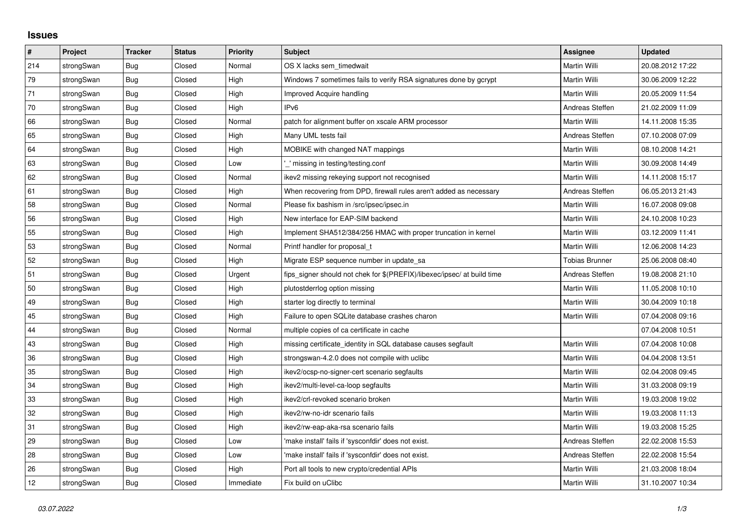## Issues

| # | Project | Tracker | Status | Priority | Subject | Assignee | Updated |
|---|---|---|---|---|---|---|---|
| 214 | strongSwan | Bug | Closed | Normal | OS X lacks sem_timedwait | Martin Willi | 20.08.2012 17:22 |
| 79 | strongSwan | Bug | Closed | High | Windows 7 sometimes fails to verify RSA signatures done by gcrypt | Martin Willi | 30.06.2009 12:22 |
| 71 | strongSwan | Bug | Closed | High | Improved Acquire handling | Martin Willi | 20.05.2009 11:54 |
| 70 | strongSwan | Bug | Closed | High | IPv6 | Andreas Steffen | 21.02.2009 11:09 |
| 66 | strongSwan | Bug | Closed | Normal | patch for alignment buffer on xscale ARM processor | Martin Willi | 14.11.2008 15:35 |
| 65 | strongSwan | Bug | Closed | High | Many UML tests fail | Andreas Steffen | 07.10.2008 07:09 |
| 64 | strongSwan | Bug | Closed | High | MOBIKE with changed NAT mappings | Martin Willi | 08.10.2008 14:21 |
| 63 | strongSwan | Bug | Closed | Low | '_' missing in testing/testing.conf | Martin Willi | 30.09.2008 14:49 |
| 62 | strongSwan | Bug | Closed | Normal | ikev2 missing rekeying support not recognised | Martin Willi | 14.11.2008 15:17 |
| 61 | strongSwan | Bug | Closed | High | When recovering from DPD, firewall rules aren't added as necessary | Andreas Steffen | 06.05.2013 21:43 |
| 58 | strongSwan | Bug | Closed | Normal | Please fix bashism in /src/ipsec/ipsec.in | Martin Willi | 16.07.2008 09:08 |
| 56 | strongSwan | Bug | Closed | High | New interface for EAP-SIM backend | Martin Willi | 24.10.2008 10:23 |
| 55 | strongSwan | Bug | Closed | High | Implement SHA512/384/256 HMAC with proper truncation in kernel | Martin Willi | 03.12.2009 11:41 |
| 53 | strongSwan | Bug | Closed | Normal | Printf handler for proposal_t | Martin Willi | 12.06.2008 14:23 |
| 52 | strongSwan | Bug | Closed | High | Migrate ESP sequence number in update_sa | Tobias Brunner | 25.06.2008 08:40 |
| 51 | strongSwan | Bug | Closed | Urgent | fips_signer should not chek for $(PREFIX)/libexec/ipsec/ at build time | Andreas Steffen | 19.08.2008 21:10 |
| 50 | strongSwan | Bug | Closed | High | plutostderrlog option missing | Martin Willi | 11.05.2008 10:10 |
| 49 | strongSwan | Bug | Closed | High | starter log directly to terminal | Martin Willi | 30.04.2009 10:18 |
| 45 | strongSwan | Bug | Closed | High | Failure to open SQLite database crashes charon | Martin Willi | 07.04.2008 09:16 |
| 44 | strongSwan | Bug | Closed | Normal | multiple copies of ca certificate in cache | | 07.04.2008 10:51 |
| 43 | strongSwan | Bug | Closed | High | missing certificate_identity in SQL database causes segfault | Martin Willi | 07.04.2008 10:08 |
| 36 | strongSwan | Bug | Closed | High | strongswan-4.2.0 does not compile with uclibc | Martin Willi | 04.04.2008 13:51 |
| 35 | strongSwan | Bug | Closed | High | ikev2/ocsp-no-signer-cert scenario segfaults | Martin Willi | 02.04.2008 09:45 |
| 34 | strongSwan | Bug | Closed | High | ikev2/multi-level-ca-loop segfaults | Martin Willi | 31.03.2008 09:19 |
| 33 | strongSwan | Bug | Closed | High | ikev2/crl-revoked scenario broken | Martin Willi | 19.03.2008 19:02 |
| 32 | strongSwan | Bug | Closed | High | ikev2/rw-no-idr scenario fails | Martin Willi | 19.03.2008 11:13 |
| 31 | strongSwan | Bug | Closed | High | ikev2/rw-eap-aka-rsa scenario fails | Martin Willi | 19.03.2008 15:25 |
| 29 | strongSwan | Bug | Closed | Low | 'make install' fails if 'sysconfdir' does not exist. | Andreas Steffen | 22.02.2008 15:53 |
| 28 | strongSwan | Bug | Closed | Low | 'make install' fails if 'sysconfdir' does not exist. | Andreas Steffen | 22.02.2008 15:54 |
| 26 | strongSwan | Bug | Closed | High | Port all tools to new crypto/credential APIs | Martin Willi | 21.03.2008 18:04 |
| 12 | strongSwan | Bug | Closed | Immediate | Fix build on uClibc | Martin Willi | 31.10.2007 10:34 |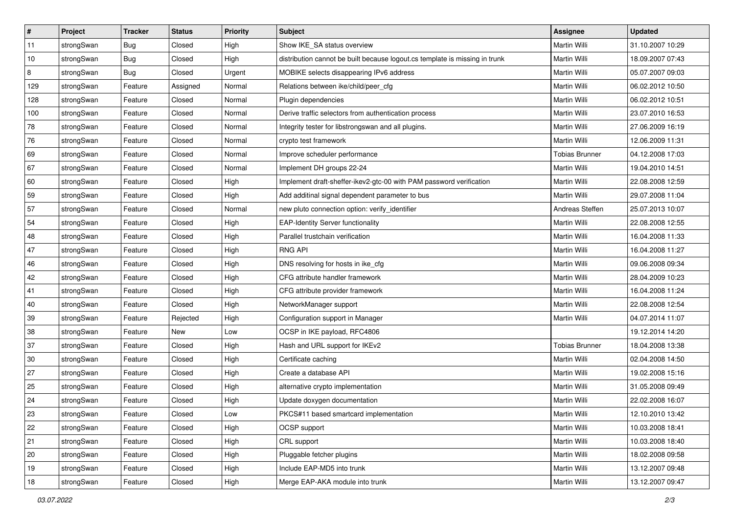| # | Project | Tracker | Status | Priority | Subject | Assignee | Updated |
|---|---|---|---|---|---|---|---|
| 11 | strongSwan | Bug | Closed | High | Show IKE_SA status overview | Martin Willi | 31.10.2007 10:29 |
| 10 | strongSwan | Bug | Closed | High | distribution cannot be built because logout.cs template is missing in trunk | Martin Willi | 18.09.2007 07:43 |
| 8 | strongSwan | Bug | Closed | Urgent | MOBIKE selects disappearing IPv6 address | Martin Willi | 05.07.2007 09:03 |
| 129 | strongSwan | Feature | Assigned | Normal | Relations between ike/child/peer_cfg | Martin Willi | 06.02.2012 10:50 |
| 128 | strongSwan | Feature | Closed | Normal | Plugin dependencies | Martin Willi | 06.02.2012 10:51 |
| 100 | strongSwan | Feature | Closed | Normal | Derive traffic selectors from authentication process | Martin Willi | 23.07.2010 16:53 |
| 78 | strongSwan | Feature | Closed | Normal | Integrity tester for libstrongswan and all plugins. | Martin Willi | 27.06.2009 16:19 |
| 76 | strongSwan | Feature | Closed | Normal | crypto test framework | Martin Willi | 12.06.2009 11:31 |
| 69 | strongSwan | Feature | Closed | Normal | Improve scheduler performance | Tobias Brunner | 04.12.2008 17:03 |
| 67 | strongSwan | Feature | Closed | Normal | Implement DH groups 22-24 | Martin Willi | 19.04.2010 14:51 |
| 60 | strongSwan | Feature | Closed | High | Implement draft-sheffer-ikev2-gtc-00 with PAM password verification | Martin Willi | 22.08.2008 12:59 |
| 59 | strongSwan | Feature | Closed | High | Add additinal signal dependent parameter to bus | Martin Willi | 29.07.2008 11:04 |
| 57 | strongSwan | Feature | Closed | Normal | new pluto connection option: verify_identifier | Andreas Steffen | 25.07.2013 10:07 |
| 54 | strongSwan | Feature | Closed | High | EAP-Identity Server functionality | Martin Willi | 22.08.2008 12:55 |
| 48 | strongSwan | Feature | Closed | High | Parallel trustchain verification | Martin Willi | 16.04.2008 11:33 |
| 47 | strongSwan | Feature | Closed | High | RNG API | Martin Willi | 16.04.2008 11:27 |
| 46 | strongSwan | Feature | Closed | High | DNS resolving for hosts in ike_cfg | Martin Willi | 09.06.2008 09:34 |
| 42 | strongSwan | Feature | Closed | High | CFG attribute handler framework | Martin Willi | 28.04.2009 10:23 |
| 41 | strongSwan | Feature | Closed | High | CFG attribute provider framework | Martin Willi | 16.04.2008 11:24 |
| 40 | strongSwan | Feature | Closed | High | NetworkManager support | Martin Willi | 22.08.2008 12:54 |
| 39 | strongSwan | Feature | Rejected | High | Configuration support in Manager | Martin Willi | 04.07.2014 11:07 |
| 38 | strongSwan | Feature | New | Low | OCSP in IKE payload, RFC4806 | | 19.12.2014 14:20 |
| 37 | strongSwan | Feature | Closed | High | Hash and URL support for IKEv2 | Tobias Brunner | 18.04.2008 13:38 |
| 30 | strongSwan | Feature | Closed | High | Certificate caching | Martin Willi | 02.04.2008 14:50 |
| 27 | strongSwan | Feature | Closed | High | Create a database API | Martin Willi | 19.02.2008 15:16 |
| 25 | strongSwan | Feature | Closed | High | alternative crypto implementation | Martin Willi | 31.05.2008 09:49 |
| 24 | strongSwan | Feature | Closed | High | Update doxygen documentation | Martin Willi | 22.02.2008 16:07 |
| 23 | strongSwan | Feature | Closed | Low | PKCS#11 based smartcard implementation | Martin Willi | 12.10.2010 13:42 |
| 22 | strongSwan | Feature | Closed | High | OCSP support | Martin Willi | 10.03.2008 18:41 |
| 21 | strongSwan | Feature | Closed | High | CRL support | Martin Willi | 10.03.2008 18:40 |
| 20 | strongSwan | Feature | Closed | High | Pluggable fetcher plugins | Martin Willi | 18.02.2008 09:58 |
| 19 | strongSwan | Feature | Closed | High | Include EAP-MD5 into trunk | Martin Willi | 13.12.2007 09:48 |
| 18 | strongSwan | Feature | Closed | High | Merge EAP-AKA module into trunk | Martin Willi | 13.12.2007 09:47 |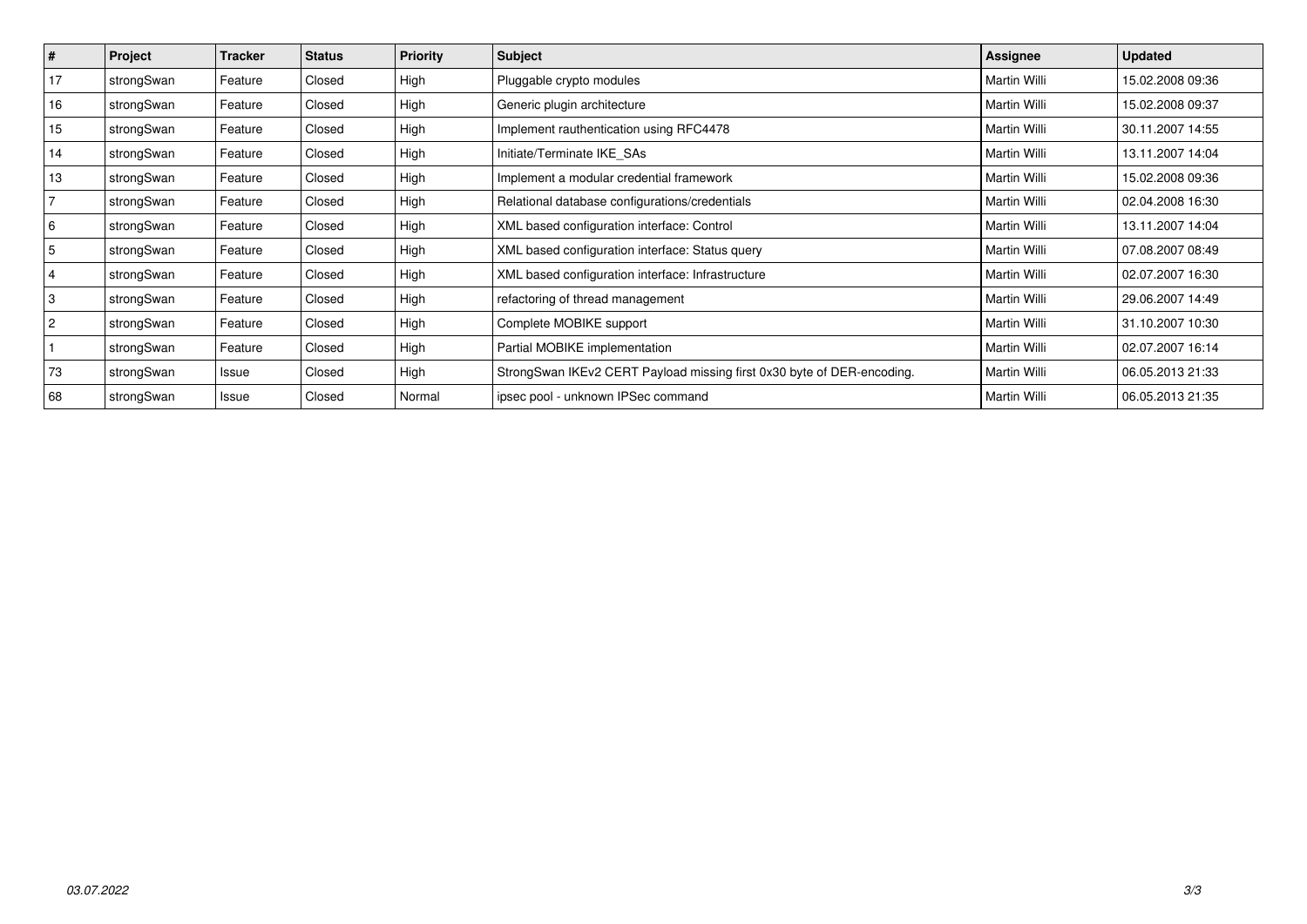| # | Project | Tracker | Status | Priority | Subject | Assignee | Updated |
|---|---|---|---|---|---|---|---|
| 17 | strongSwan | Feature | Closed | High | Pluggable crypto modules | Martin Willi | 15.02.2008 09:36 |
| 16 | strongSwan | Feature | Closed | High | Generic plugin architecture | Martin Willi | 15.02.2008 09:37 |
| 15 | strongSwan | Feature | Closed | High | Implement rauthentication using RFC4478 | Martin Willi | 30.11.2007 14:55 |
| 14 | strongSwan | Feature | Closed | High | Initiate/Terminate IKE_SAs | Martin Willi | 13.11.2007 14:04 |
| 13 | strongSwan | Feature | Closed | High | Implement a modular credential framework | Martin Willi | 15.02.2008 09:36 |
| 7 | strongSwan | Feature | Closed | High | Relational database configurations/credentials | Martin Willi | 02.04.2008 16:30 |
| 6 | strongSwan | Feature | Closed | High | XML based configuration interface: Control | Martin Willi | 13.11.2007 14:04 |
| 5 | strongSwan | Feature | Closed | High | XML based configuration interface: Status query | Martin Willi | 07.08.2007 08:49 |
| 4 | strongSwan | Feature | Closed | High | XML based configuration interface: Infrastructure | Martin Willi | 02.07.2007 16:30 |
| 3 | strongSwan | Feature | Closed | High | refactoring of thread management | Martin Willi | 29.06.2007 14:49 |
| 2 | strongSwan | Feature | Closed | High | Complete MOBIKE support | Martin Willi | 31.10.2007 10:30 |
| 1 | strongSwan | Feature | Closed | High | Partial MOBIKE implementation | Martin Willi | 02.07.2007 16:14 |
| 73 | strongSwan | Issue | Closed | High | StrongSwan IKEv2 CERT Payload missing first 0x30 byte of DER-encoding. | Martin Willi | 06.05.2013 21:33 |
| 68 | strongSwan | Issue | Closed | Normal | ipsec pool - unknown IPSec command | Martin Willi | 06.05.2013 21:35 |

*03.07.2022*